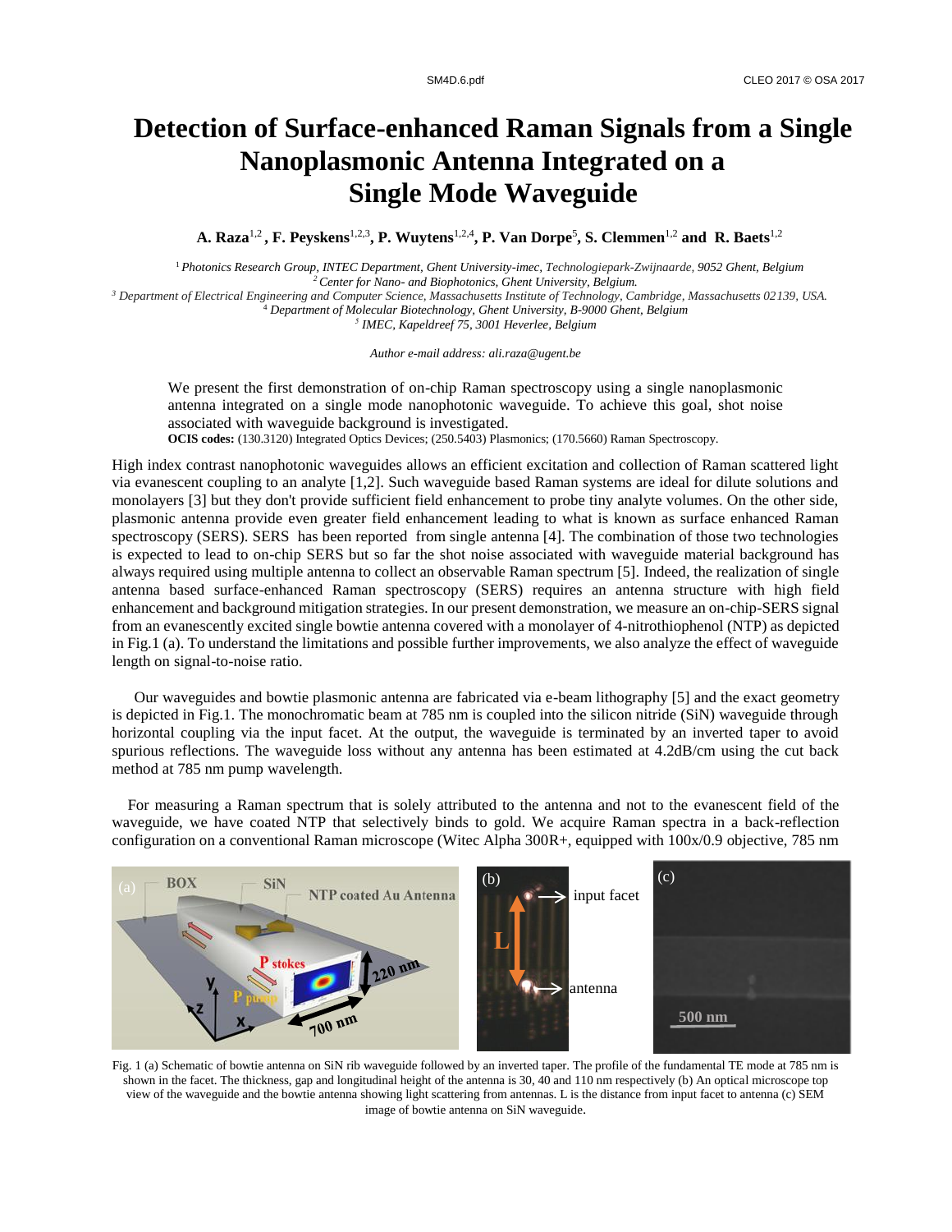# Detection of Surface-enhanced Raman Signals from a Single Nanoplasmonic Antenna Integrated on a Single Mode Waveguide

**A. Raza[1,2], F. Peyskens[1,2,3], P. Wuytens[1,2,4], P. Van Dorpe[5], S. Clemmen[1,2] and R. Baets[1,2]**

[1] *Photonics Research Group, INTEC Department, Ghent University-imec, Technologiepark-Zwijnaarde, 9052 Ghent, Belgium*
[2] *Center for Nano- and Biophotonics, Ghent University, Belgium.*
[3] *Department of Electrical Engineering and Computer Science, Massachusetts Institute of Technology, Cambridge, Massachusetts 02139, USA.*
[4] *Department of Molecular Biotechnology, Ghent University, B-9000 Ghent, Belgium*
[5] *IMEC, Kapeldreef 75, 3001 Heverlee, Belgium*

*Author e-mail address: ali.raza@ugent.be*

We present the first demonstration of on-chip Raman spectroscopy using a single nanoplasmonic antenna integrated on a single mode nanophotonic waveguide. To achieve this goal, shot noise associated with waveguide background is investigated.

**OCIS codes:** (130.3120) Integrated Optics Devices; (250.5403) Plasmonics; (170.5660) Raman Spectroscopy.

High index contrast nanophotonic waveguides allows an efficient excitation and collection of Raman scattered light via evanescent coupling to an analyte [1,2]. Such waveguide based Raman systems are ideal for dilute solutions and monolayers [3] but they don't provide sufficient field enhancement to probe tiny analyte volumes. On the other side, plasmonic antenna provide even greater field enhancement leading to what is known as surface enhanced Raman spectroscopy (SERS). SERS has been reported from single antenna [4]. The combination of those two technologies is expected to lead to on-chip SERS but so far the shot noise associated with waveguide material background has always required using multiple antenna to collect an observable Raman spectrum [5]. Indeed, the realization of single antenna based surface-enhanced Raman spectroscopy (SERS) requires an antenna structure with high field enhancement and background mitigation strategies. In our present demonstration, we measure an on-chip-SERS signal from an evanescently excited single bowtie antenna covered with a monolayer of 4-nitrothiophenol (NTP) as depicted in Fig.1 (a). To understand the limitations and possible further improvements, we also analyze the effect of waveguide length on signal-to-noise ratio.

Our waveguides and bowtie plasmonic antenna are fabricated via e-beam lithography [5] and the exact geometry is depicted in Fig.1. The monochromatic beam at 785 nm is coupled into the silicon nitride (SiN) waveguide through horizontal coupling via the input facet. At the output, the waveguide is terminated by an inverted taper to avoid spurious reflections. The waveguide loss without any antenna has been estimated at 4.2dB/cm using the cut back method at 785 nm pump wavelength.

For measuring a Raman spectrum that is solely attributed to the antenna and not to the evanescent field of the waveguide, we have coated NTP that selectively binds to gold. We acquire Raman spectra in a back-reflection configuration on a conventional Raman microscope (Witec Alpha 300R+, equipped with 100x/0.9 objective, 785 nm

Fig. 1 (a) Schematic of bowtie antenna on SiN rib waveguide followed by an inverted taper. The profile of the fundamental TE mode at 785 nm is shown in the facet. The thickness, gap and longitudinal height of the antenna is 30, 40 and 110 nm respectively (b) An optical microscope top view of the waveguide and the bowtie antenna showing light scattering from antennas. L is the distance from input facet to antenna (c) SEM image of bowtie antenna on SiN waveguide.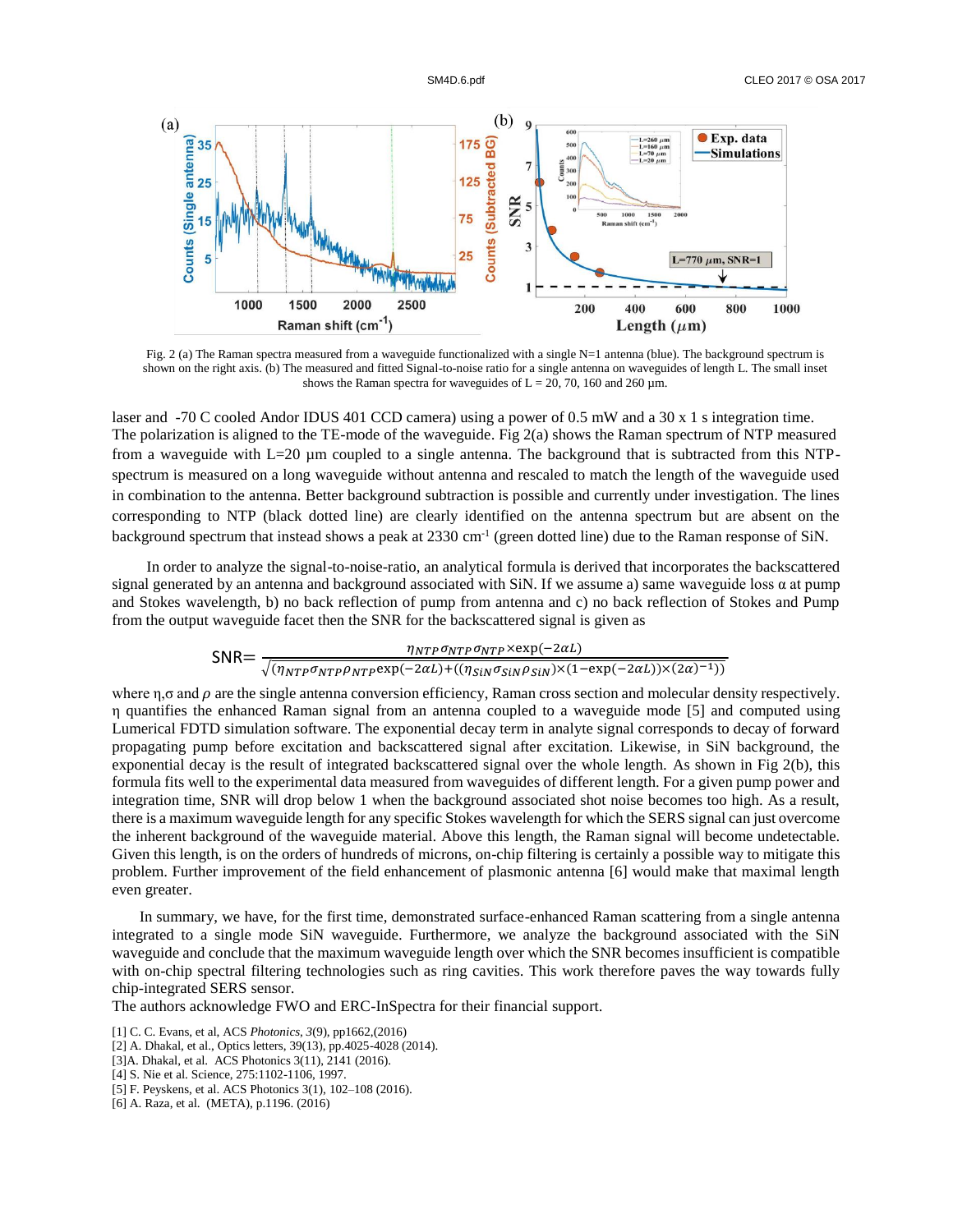(a)

Counts (Single antenna)

35

25

15

5

1000 1500 2000 2500

Raman shift (cm$^{-1}$)

Counts (Subtracted BG)

175

125

75

25

(b)

SNR

9

7

5

3

1

200 400 600 800 1000

Length ($\mu$m)

Exp. data

Simulations

L=770 $\mu$m, SNR=1

L=260 $\mu$m

L=160 $\mu$m

L=70 $\mu$m

L=20 $\mu$m

Counts

600

500

400

300

200

100

0

500 1000 1500 2000

Raman shift (cm$^{-1}$)

Fig. 2 (a) The Raman spectra measured from a waveguide functionalized with a single N=1 antenna (blue). The background spectrum is shown on the right axis. (b) The measured and fitted Signal-to-noise ratio for a single antenna on waveguides of length L. The small inset shows the Raman spectra for waveguides of L = 20, 70, 160 and 260 µm.

laser and -70 C cooled Andor IDUS 401 CCD camera) using a power of 0.5 mW and a 30 x 1 s integration time. The polarization is aligned to the TE-mode of the waveguide. Fig 2(a) shows the Raman spectrum of NTP measured from a waveguide with L=20 µm coupled to a single antenna. The background that is subtracted from this NTP-spectrum is measured on a long waveguide without antenna and rescaled to match the length of the waveguide used in combination to the antenna. Better background subtraction is possible and currently under investigation. The lines corresponding to NTP (black dotted line) are clearly identified on the antenna spectrum but are absent on the background spectrum that instead shows a peak at 2330 cm$^{-1}$ (green dotted line) due to the Raman response of SiN.

In order to analyze the signal-to-noise-ratio, an analytical formula is derived that incorporates the backscattered signal generated by an antenna and background associated with SiN. If we assume a) same waveguide loss α at pump and Stokes wavelength, b) no back reflection of pump from antenna and c) no back reflection of Stokes and Pump from the output waveguide facet then the SNR for the backscattered signal is given as

$$\mathrm{SNR}=\frac{\eta_{NTP}\sigma_{NTP}\sigma_{NTP}\times\exp(-2\alpha L)}{\sqrt{(\eta_{NTP}\sigma_{NTP}\rho_{NTP}\exp(-2\alpha L)+((\eta_{SiN}\sigma_{SiN}\rho_{SiN})\times(1-\exp(-2\alpha L))\times(2\alpha)^{-1}))}}$$

where η,σ and $\rho$ are the single antenna conversion efficiency, Raman cross section and molecular density respectively. η quantifies the enhanced Raman signal from an antenna coupled to a waveguide mode [5] and computed using Lumerical FDTD simulation software. The exponential decay term in analyte signal corresponds to decay of forward propagating pump before excitation and backscattered signal after excitation. Likewise, in SiN background, the exponential decay is the result of integrated backscattered signal over the whole length. As shown in Fig 2(b), this formula fits well to the experimental data measured from waveguides of different length. For a given pump power and integration time, SNR will drop below 1 when the background associated shot noise becomes too high. As a result, there is a maximum waveguide length for any specific Stokes wavelength for which the SERS signal can just overcome the inherent background of the waveguide material. Above this length, the Raman signal will become undetectable. Given this length, is on the orders of hundreds of microns, on-chip filtering is certainly a possible way to mitigate this problem. Further improvement of the field enhancement of plasmonic antenna [6] would make that maximal length even greater.

In summary, we have, for the first time, demonstrated surface-enhanced Raman scattering from a single antenna integrated to a single mode SiN waveguide. Furthermore, we analyze the background associated with the SiN waveguide and conclude that the maximum waveguide length over which the SNR becomes insufficient is compatible with on-chip spectral filtering technologies such as ring cavities. This work therefore paves the way towards fully chip-integrated SERS sensor.

The authors acknowledge FWO and ERC-InSpectra for their financial support.

[1] C. C. Evans, et al, ACS *Photonics*, *3*(9), pp1662,(2016)
[2] A. Dhakal, et al., Optics letters, 39(13), pp.4025-4028 (2014).
[3]A. Dhakal, et al. ACS Photonics 3(11), 2141 (2016).
[4] S. Nie et al. Science, 275:1102-1106, 1997.
[5] F. Peyskens, et al. ACS Photonics 3(1), 102–108 (2016).
[6] A. Raza, et al. (META), p.1196. (2016)